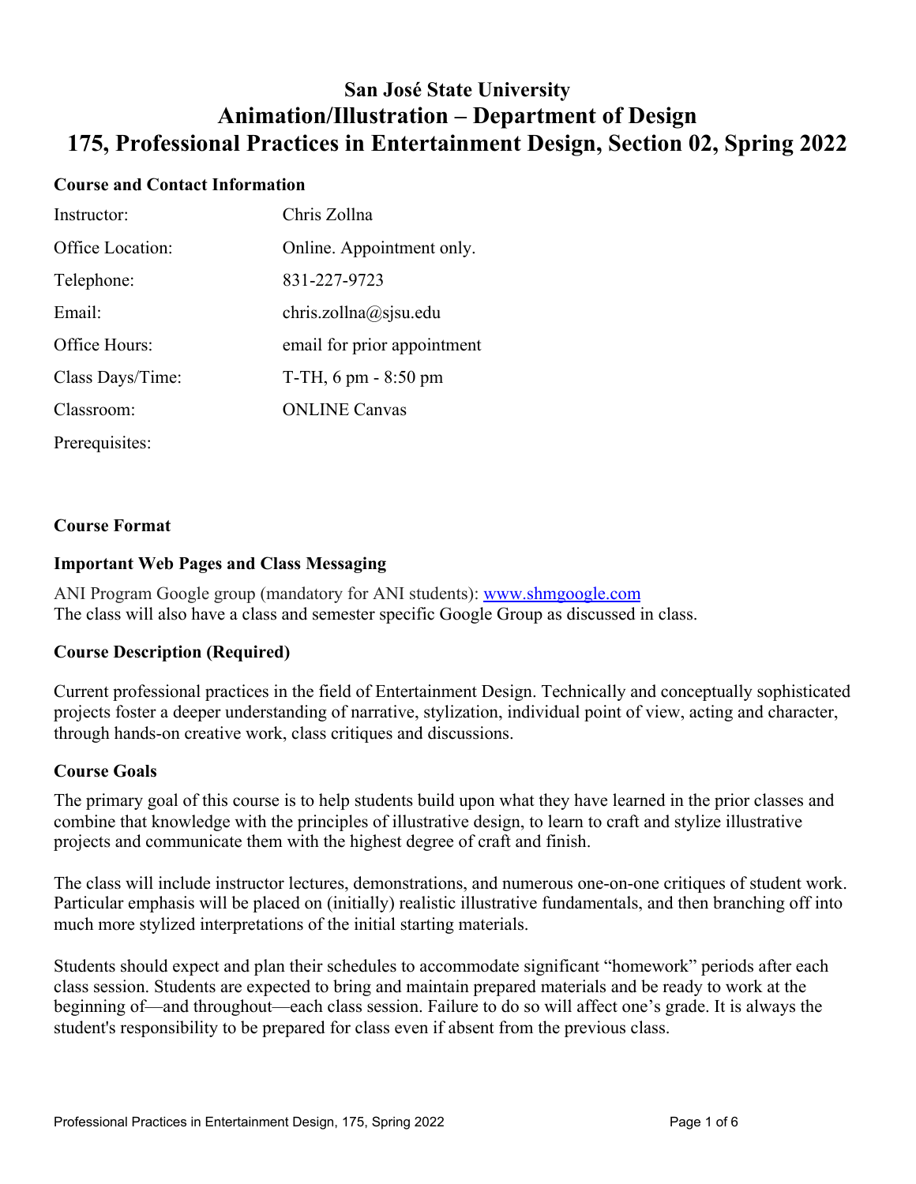# San José State University
# Animation/Illustration – Department of Design
# 175, Professional Practices in Entertainment Design, Section 02, Spring 2022

## Course and Contact Information

| | |
|---|---|
| Instructor: | Chris Zollna |
| Office Location: | Online. Appointment only. |
| Telephone: | 831-227-9723 |
| Email: | chris.zollna@sjsu.edu |
| Office Hours: | email for prior appointment |
| Class Days/Time: | T-TH, 6 pm - 8:50 pm |
| Classroom: | ONLINE Canvas |
| Prerequisites: | |

## Course Format

## Important Web Pages and Class Messaging

ANI Program Google group (mandatory for ANI students): [www.shmgoogle.com](http://www.shmgoogle.com)
The class will also have a class and semester specific Google Group as discussed in class.

## Course Description (Required)

Current professional practices in the field of Entertainment Design. Technically and conceptually sophisticated projects foster a deeper understanding of narrative, stylization, individual point of view, acting and character, through hands-on creative work, class critiques and discussions.

## Course Goals

The primary goal of this course is to help students build upon what they have learned in the prior classes and combine that knowledge with the principles of illustrative design, to learn to craft and stylize illustrative projects and communicate them with the highest degree of craft and finish.

The class will include instructor lectures, demonstrations, and numerous one-on-one critiques of student work. Particular emphasis will be placed on (initially) realistic illustrative fundamentals, and then branching off into much more stylized interpretations of the initial starting materials.

Students should expect and plan their schedules to accommodate significant "homework" periods after each class session. Students are expected to bring and maintain prepared materials and be ready to work at the beginning of—and throughout—each class session. Failure to do so will affect one's grade. It is always the student's responsibility to be prepared for class even if absent from the previous class.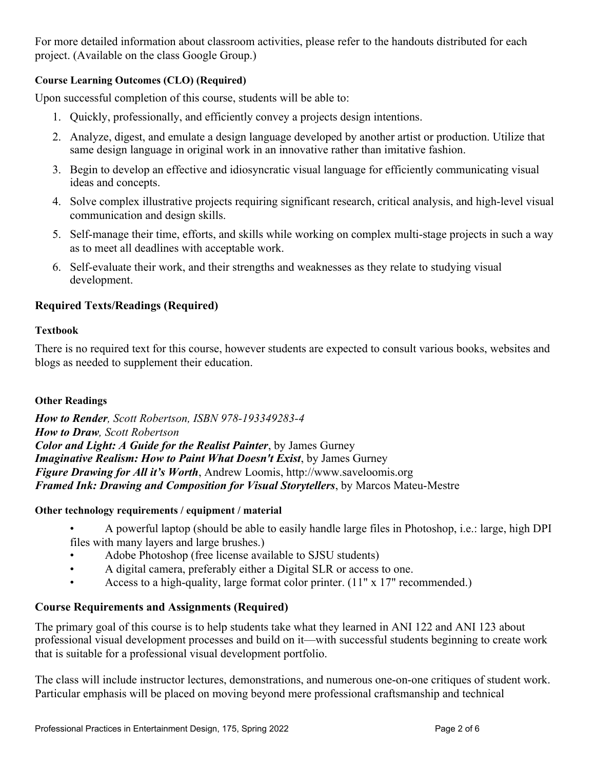For more detailed information about classroom activities, please refer to the handouts distributed for each project. (Available on the class Google Group.)

#### Course Learning Outcomes (CLO) (Required)

Upon successful completion of this course, students will be able to:

1. Quickly, professionally, and efficiently convey a projects design intentions.
2. Analyze, digest, and emulate a design language developed by another artist or production. Utilize that same design language in original work in an innovative rather than imitative fashion.
3. Begin to develop an effective and idiosyncratic visual language for efficiently communicating visual ideas and concepts.
4. Solve complex illustrative projects requiring significant research, critical analysis, and high-level visual communication and design skills.
5. Self-manage their time, efforts, and skills while working on complex multi-stage projects in such a way as to meet all deadlines with acceptable work.
6. Self-evaluate their work, and their strengths and weaknesses as they relate to studying visual development.

### Required Texts/Readings (Required)

#### Textbook

There is no required text for this course, however students are expected to consult various books, websites and blogs as needed to supplement their education.

#### Other Readings

***How to Render**, Scott Robertson, ISBN 978-193349283-4*
***How to Draw**, Scott Robertson*
***Color and Light: A Guide for the Realist Painter***, by James Gurney
***Imaginative Realism: How to Paint What Doesn't Exist***, by James Gurney
***Figure Drawing for All it's Worth***, Andrew Loomis, http://www.saveloomis.org
***Framed Ink: Drawing and Composition for Visual Storytellers***, by Marcos Mateu-Mestre

#### Other technology requirements / equipment / material

- A powerful laptop (should be able to easily handle large files in Photoshop, i.e.: large, high DPI files with many layers and large brushes.)
- Adobe Photoshop (free license available to SJSU students)
- A digital camera, preferably either a Digital SLR or access to one.
- Access to a high-quality, large format color printer. (11" x 17" recommended.)

### Course Requirements and Assignments (Required)

The primary goal of this course is to help students take what they learned in ANI 122 and ANI 123 about professional visual development processes and build on it—with successful students beginning to create work that is suitable for a professional visual development portfolio.

The class will include instructor lectures, demonstrations, and numerous one-on-one critiques of student work. Particular emphasis will be placed on moving beyond mere professional craftsmanship and technical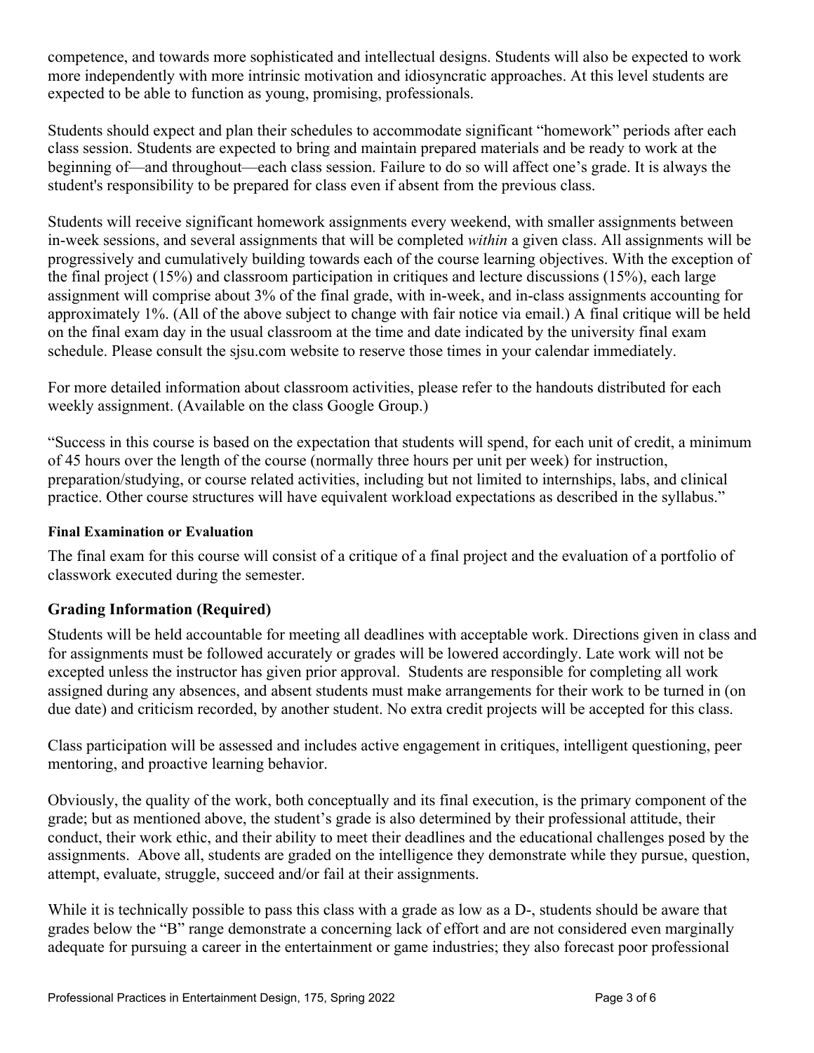competence, and towards more sophisticated and intellectual designs. Students will also be expected to work more independently with more intrinsic motivation and idiosyncratic approaches. At this level students are expected to be able to function as young, promising, professionals.

Students should expect and plan their schedules to accommodate significant "homework" periods after each class session. Students are expected to bring and maintain prepared materials and be ready to work at the beginning of—and throughout—each class session. Failure to do so will affect one's grade. It is always the student's responsibility to be prepared for class even if absent from the previous class.

Students will receive significant homework assignments every weekend, with smaller assignments between in-week sessions, and several assignments that will be completed *within* a given class. All assignments will be progressively and cumulatively building towards each of the course learning objectives. With the exception of the final project (15%) and classroom participation in critiques and lecture discussions (15%), each large assignment will comprise about 3% of the final grade, with in-week, and in-class assignments accounting for approximately 1%. (All of the above subject to change with fair notice via email.) A final critique will be held on the final exam day in the usual classroom at the time and date indicated by the university final exam schedule. Please consult the sjsu.com website to reserve those times in your calendar immediately.

For more detailed information about classroom activities, please refer to the handouts distributed for each weekly assignment. (Available on the class Google Group.)

"Success in this course is based on the expectation that students will spend, for each unit of credit, a minimum of 45 hours over the length of the course (normally three hours per unit per week) for instruction, preparation/studying, or course related activities, including but not limited to internships, labs, and clinical practice. Other course structures will have equivalent workload expectations as described in the syllabus."

#### Final Examination or Evaluation

The final exam for this course will consist of a critique of a final project and the evaluation of a portfolio of classwork executed during the semester.

### Grading Information (Required)

Students will be held accountable for meeting all deadlines with acceptable work. Directions given in class and for assignments must be followed accurately or grades will be lowered accordingly. Late work will not be excepted unless the instructor has given prior approval. Students are responsible for completing all work assigned during any absences, and absent students must make arrangements for their work to be turned in (on due date) and criticism recorded, by another student. No extra credit projects will be accepted for this class.

Class participation will be assessed and includes active engagement in critiques, intelligent questioning, peer mentoring, and proactive learning behavior.

Obviously, the quality of the work, both conceptually and its final execution, is the primary component of the grade; but as mentioned above, the student's grade is also determined by their professional attitude, their conduct, their work ethic, and their ability to meet their deadlines and the educational challenges posed by the assignments. Above all, students are graded on the intelligence they demonstrate while they pursue, question, attempt, evaluate, struggle, succeed and/or fail at their assignments.

While it is technically possible to pass this class with a grade as low as a D-, students should be aware that grades below the "B" range demonstrate a concerning lack of effort and are not considered even marginally adequate for pursuing a career in the entertainment or game industries; they also forecast poor professional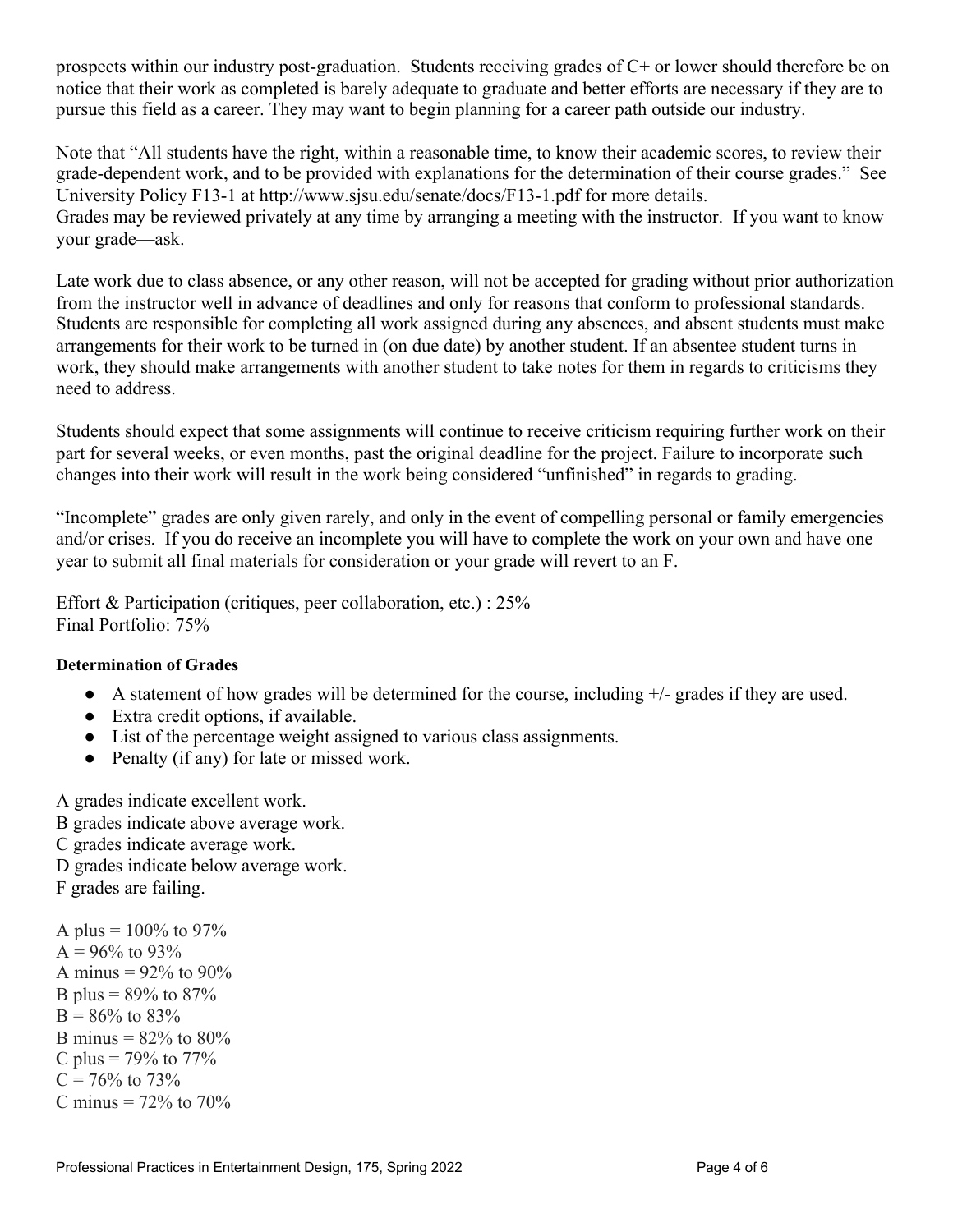prospects within our industry post-graduation. Students receiving grades of C+ or lower should therefore be on notice that their work as completed is barely adequate to graduate and better efforts are necessary if they are to pursue this field as a career. They may want to begin planning for a career path outside our industry.

Note that "All students have the right, within a reasonable time, to know their academic scores, to review their grade-dependent work, and to be provided with explanations for the determination of their course grades." See University Policy F13-1 at http://www.sjsu.edu/senate/docs/F13-1.pdf for more details.
Grades may be reviewed privately at any time by arranging a meeting with the instructor. If you want to know your grade—ask.

Late work due to class absence, or any other reason, will not be accepted for grading without prior authorization from the instructor well in advance of deadlines and only for reasons that conform to professional standards. Students are responsible for completing all work assigned during any absences, and absent students must make arrangements for their work to be turned in (on due date) by another student. If an absentee student turns in work, they should make arrangements with another student to take notes for them in regards to criticisms they need to address.

Students should expect that some assignments will continue to receive criticism requiring further work on their part for several weeks, or even months, past the original deadline for the project. Failure to incorporate such changes into their work will result in the work being considered "unfinished" in regards to grading.

"Incomplete" grades are only given rarely, and only in the event of compelling personal or family emergencies and/or crises. If you do receive an incomplete you will have to complete the work on your own and have one year to submit all final materials for consideration or your grade will revert to an F.

Effort & Participation (critiques, peer collaboration, etc.) : 25%
Final Portfolio: 75%

**Determination of Grades**

- A statement of how grades will be determined for the course, including +/- grades if they are used.
- Extra credit options, if available.
- List of the percentage weight assigned to various class assignments.
- Penalty (if any) for late or missed work.

A grades indicate excellent work.
B grades indicate above average work.
C grades indicate average work.
D grades indicate below average work.
F grades are failing.

A plus = 100% to 97%
A = 96% to 93%
A minus = 92% to 90%
B plus = 89% to 87%
B = 86% to 83%
B minus = 82% to 80%
C plus = 79% to 77%
C = 76% to 73%
C minus = 72% to 70%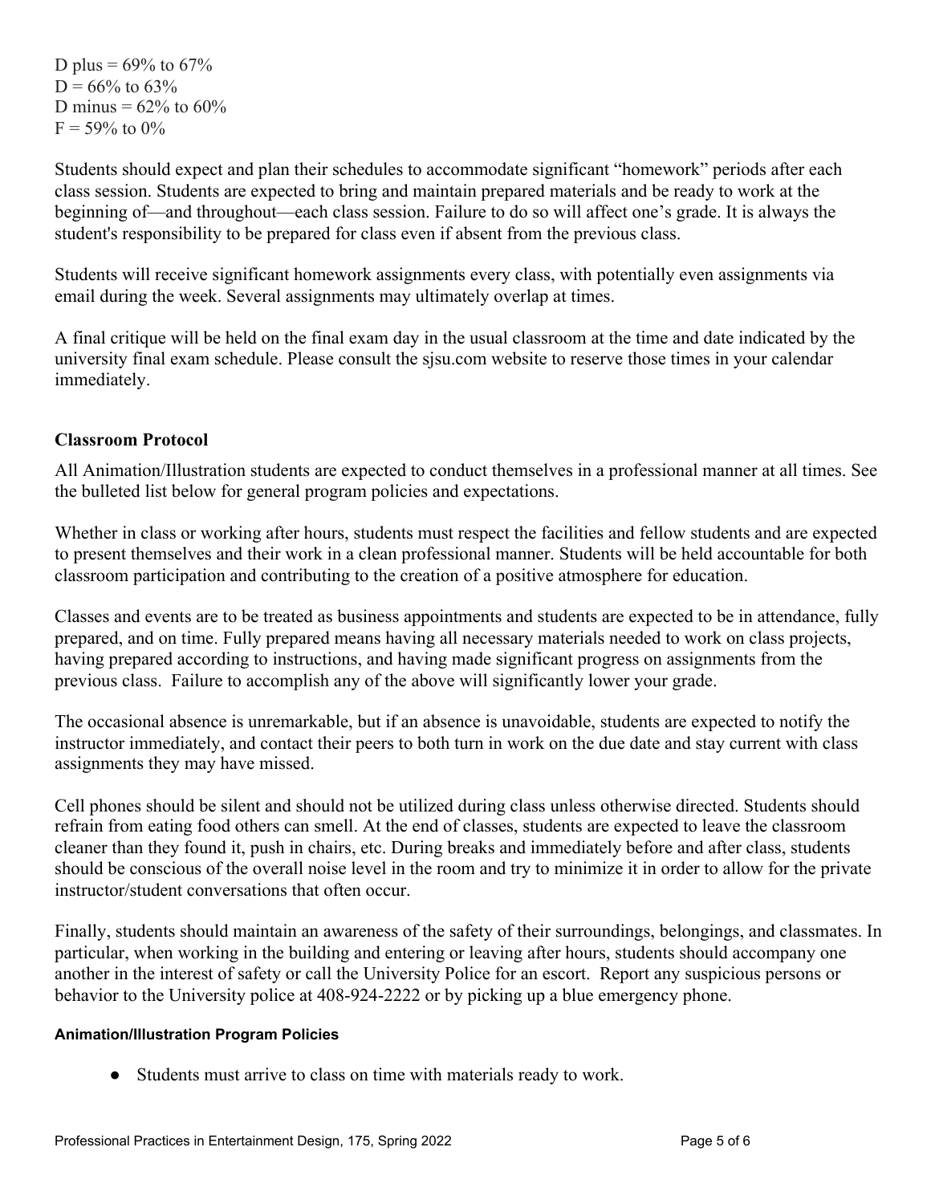D plus = 69% to 67%  
D = 66% to 63%  
D minus = 62% to 60%  
F = 59% to 0%

Students should expect and plan their schedules to accommodate significant "homework" periods after each class session. Students are expected to bring and maintain prepared materials and be ready to work at the beginning of—and throughout—each class session. Failure to do so will affect one's grade. It is always the student's responsibility to be prepared for class even if absent from the previous class.

Students will receive significant homework assignments every class, with potentially even assignments via email during the week. Several assignments may ultimately overlap at times.

A final critique will be held on the final exam day in the usual classroom at the time and date indicated by the university final exam schedule. Please consult the sjsu.com website to reserve those times in your calendar immediately.

### Classroom Protocol

All Animation/Illustration students are expected to conduct themselves in a professional manner at all times. See the bulleted list below for general program policies and expectations.

Whether in class or working after hours, students must respect the facilities and fellow students and are expected to present themselves and their work in a clean professional manner. Students will be held accountable for both classroom participation and contributing to the creation of a positive atmosphere for education.

Classes and events are to be treated as business appointments and students are expected to be in attendance, fully prepared, and on time. Fully prepared means having all necessary materials needed to work on class projects, having prepared according to instructions, and having made significant progress on assignments from the previous class. Failure to accomplish any of the above will significantly lower your grade.

The occasional absence is unremarkable, but if an absence is unavoidable, students are expected to notify the instructor immediately, and contact their peers to both turn in work on the due date and stay current with class assignments they may have missed.

Cell phones should be silent and should not be utilized during class unless otherwise directed. Students should refrain from eating food others can smell. At the end of classes, students are expected to leave the classroom cleaner than they found it, push in chairs, etc. During breaks and immediately before and after class, students should be conscious of the overall noise level in the room and try to minimize it in order to allow for the private instructor/student conversations that often occur.

Finally, students should maintain an awareness of the safety of their surroundings, belongings, and classmates. In particular, when working in the building and entering or leaving after hours, students should accompany one another in the interest of safety or call the University Police for an escort. Report any suspicious persons or behavior to the University police at 408-924-2222 or by picking up a blue emergency phone.

#### Animation/Illustration Program Policies

- Students must arrive to class on time with materials ready to work.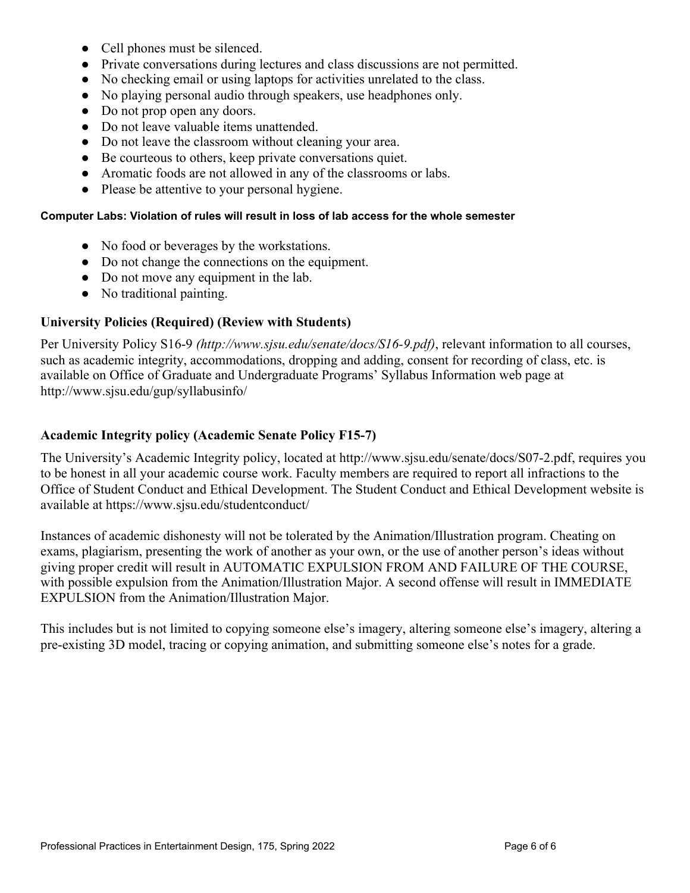- Cell phones must be silenced.
- Private conversations during lectures and class discussions are not permitted.
- No checking email or using laptops for activities unrelated to the class.
- No playing personal audio through speakers, use headphones only.
- Do not prop open any doors.
- Do not leave valuable items unattended.
- Do not leave the classroom without cleaning your area.
- Be courteous to others, keep private conversations quiet.
- Aromatic foods are not allowed in any of the classrooms or labs.
- Please be attentive to your personal hygiene.

**Computer Labs: Violation of rules will result in loss of lab access for the whole semester**

- No food or beverages by the workstations.
- Do not change the connections on the equipment.
- Do not move any equipment in the lab.
- No traditional painting.

### University Policies (Required) (Review with Students)

Per University Policy S16-9 *(http://www.sjsu.edu/senate/docs/S16-9.pdf)*, relevant information to all courses, such as academic integrity, accommodations, dropping and adding, consent for recording of class, etc. is available on Office of Graduate and Undergraduate Programs' Syllabus Information web page at http://www.sjsu.edu/gup/syllabusinfo/

### Academic Integrity policy (Academic Senate Policy F15-7)

The University's Academic Integrity policy, located at http://www.sjsu.edu/senate/docs/S07-2.pdf, requires you to be honest in all your academic course work. Faculty members are required to report all infractions to the Office of Student Conduct and Ethical Development. The Student Conduct and Ethical Development website is available at https://www.sjsu.edu/studentconduct/

Instances of academic dishonesty will not be tolerated by the Animation/Illustration program. Cheating on exams, plagiarism, presenting the work of another as your own, or the use of another person's ideas without giving proper credit will result in AUTOMATIC EXPULSION FROM AND FAILURE OF THE COURSE, with possible expulsion from the Animation/Illustration Major. A second offense will result in IMMEDIATE EXPULSION from the Animation/Illustration Major.

This includes but is not limited to copying someone else's imagery, altering someone else's imagery, altering a pre-existing 3D model, tracing or copying animation, and submitting someone else's notes for a grade.